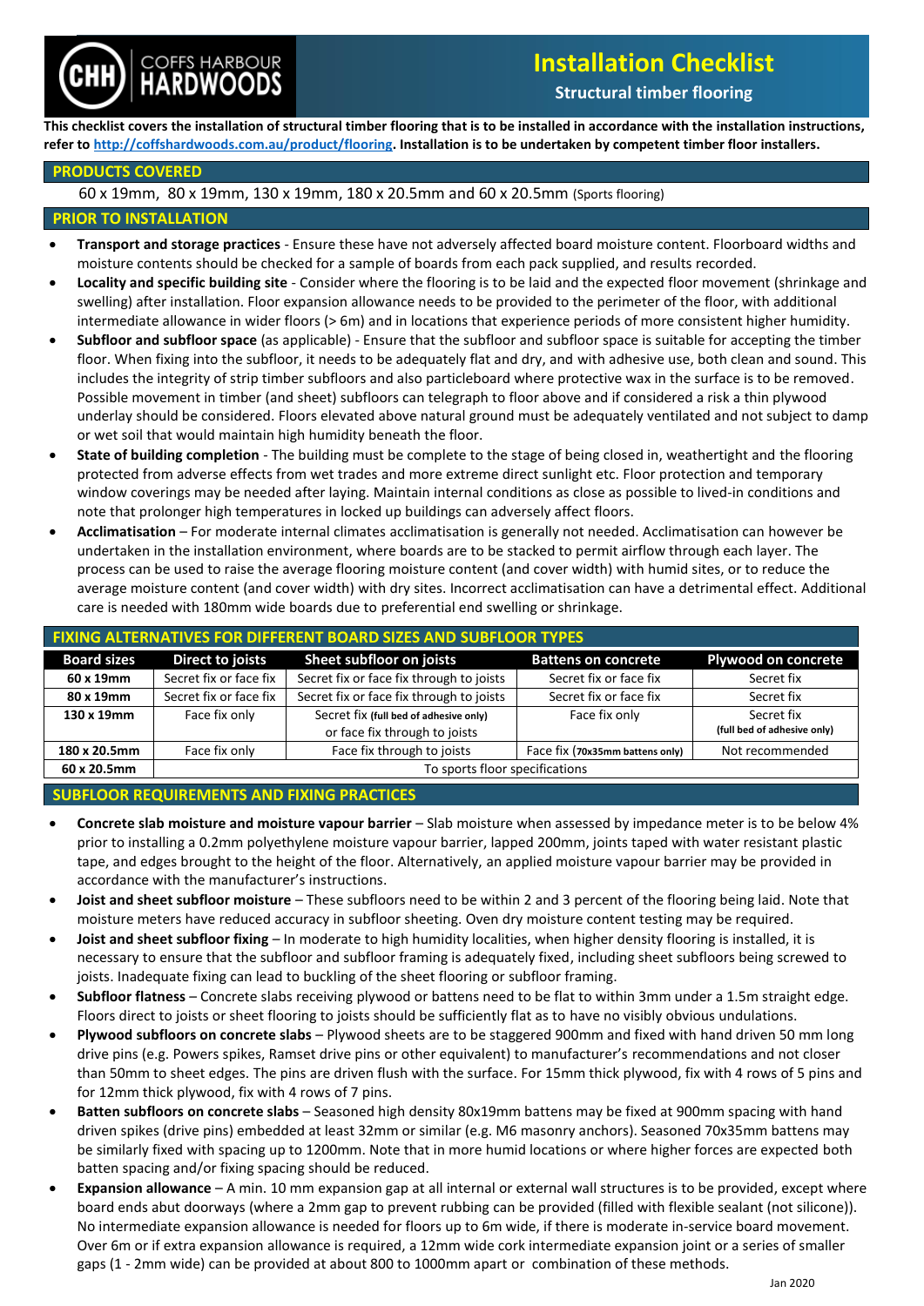COFFS HARBOUR HARDWOODS

# Installation Checklist

## Structural timber flooring

**This checklist covers the installation of structural timber flooring that is to be installed in accordance with the installation instructions, refer to http://coffshardwoods.com.au/product/flooring. Installation is to be undertaken by competent timber floor installers.**

## PRODUCTS COVERED

60 x 19mm, 80 x 19mm, 130 x 19mm, 180 x 20.5mm and 60 x 20.5mm (Sports flooring)

## PRIOR TO INSTALLATION

- **Transport and storage practices** - Ensure these have not adversely affected board moisture content. Floorboard widths and moisture contents should be checked for a sample of boards from each pack supplied, and results recorded.
- **Locality and specific building site** - Consider where the flooring is to be laid and the expected floor movement (shrinkage and swelling) after installation. Floor expansion allowance needs to be provided to the perimeter of the floor, with additional intermediate allowance in wider floors (> 6m) and in locations that experience periods of more consistent higher humidity.
- **Subfloor and subfloor space** (as applicable) - Ensure that the subfloor and subfloor space is suitable for accepting the timber floor. When fixing into the subfloor, it needs to be adequately flat and dry, and with adhesive use, both clean and sound. This includes the integrity of strip timber subfloors and also particleboard where protective wax in the surface is to be removed. Possible movement in timber (and sheet) subfloors can telegraph to floor above and if considered a risk a thin plywood underlay should be considered. Floors elevated above natural ground must be adequately ventilated and not subject to damp or wet soil that would maintain high humidity beneath the floor.
- **State of building completion** - The building must be complete to the stage of being closed in, weathertight and the flooring protected from adverse effects from wet trades and more extreme direct sunlight etc. Floor protection and temporary window coverings may be needed after laying. Maintain internal conditions as close as possible to lived-in conditions and note that prolonger high temperatures in locked up buildings can adversely affect floors.
- **Acclimatisation** – For moderate internal climates acclimatisation is generally not needed. Acclimatisation can however be undertaken in the installation environment, where boards are to be stacked to permit airflow through each layer. The process can be used to raise the average flooring moisture content (and cover width) with humid sites, or to reduce the average moisture content (and cover width) with dry sites. Incorrect acclimatisation can have a detrimental effect. Additional care is needed with 180mm wide boards due to preferential end swelling or shrinkage.

## FIXING ALTERNATIVES FOR DIFFERENT BOARD SIZES AND SUBFLOOR TYPES

| Board sizes | Direct to joists | Sheet subfloor on joists | Battens on concrete | Plywood on concrete |
|---|---|---|---|---|
| 60 x 19mm | Secret fix or face fix | Secret fix or face fix through to joists | Secret fix or face fix | Secret fix |
| 80 x 19mm | Secret fix or face fix | Secret fix or face fix through to joists | Secret fix or face fix | Secret fix |
| 130 x 19mm | Face fix only | Secret fix (full bed of adhesive only) or face fix through to joists | Face fix only | Secret fix (full bed of adhesive only) |
| 180 x 20.5mm | Face fix only | Face fix through to joists | Face fix (70x35mm battens only) | Not recommended |
| 60 x 20.5mm | To sports floor specifications | | | |

## SUBFLOOR REQUIREMENTS AND FIXING PRACTICES

- **Concrete slab moisture and moisture vapour barrier** – Slab moisture when assessed by impedance meter is to be below 4% prior to installing a 0.2mm polyethylene moisture vapour barrier, lapped 200mm, joints taped with water resistant plastic tape, and edges brought to the height of the floor. Alternatively, an applied moisture vapour barrier may be provided in accordance with the manufacturer's instructions.
- **Joist and sheet subfloor moisture** – These subfloors need to be within 2 and 3 percent of the flooring being laid. Note that moisture meters have reduced accuracy in subfloor sheeting. Oven dry moisture content testing may be required.
- **Joist and sheet subfloor fixing** – In moderate to high humidity localities, when higher density flooring is installed, it is necessary to ensure that the subfloor and subfloor framing is adequately fixed, including sheet subfloors being screwed to joists. Inadequate fixing can lead to buckling of the sheet flooring or subfloor framing.
- **Subfloor flatness** – Concrete slabs receiving plywood or battens need to be flat to within 3mm under a 1.5m straight edge. Floors direct to joists or sheet flooring to joists should be sufficiently flat as to have no visibly obvious undulations.
- **Plywood subfloors on concrete slabs** – Plywood sheets are to be staggered 900mm and fixed with hand driven 50 mm long drive pins (e.g. Powers spikes, Ramset drive pins or other equivalent) to manufacturer's recommendations and not closer than 50mm to sheet edges. The pins are driven flush with the surface. For 15mm thick plywood, fix with 4 rows of 5 pins and for 12mm thick plywood, fix with 4 rows of 7 pins.
- **Batten subfloors on concrete slabs** – Seasoned high density 80x19mm battens may be fixed at 900mm spacing with hand driven spikes (drive pins) embedded at least 32mm or similar (e.g. M6 masonry anchors). Seasoned 70x35mm battens may be similarly fixed with spacing up to 1200mm. Note that in more humid locations or where higher forces are expected both batten spacing and/or fixing spacing should be reduced.
- **Expansion allowance** – A min. 10 mm expansion gap at all internal or external wall structures is to be provided, except where board ends abut doorways (where a 2mm gap to prevent rubbing can be provided (filled with flexible sealant (not silicone)). No intermediate expansion allowance is needed for floors up to 6m wide, if there is moderate in-service board movement. Over 6m or if extra expansion allowance is required, a 12mm wide cork intermediate expansion joint or a series of smaller gaps (1 - 2mm wide) can be provided at about 800 to 1000mm apart or combination of these methods.

Jan 2020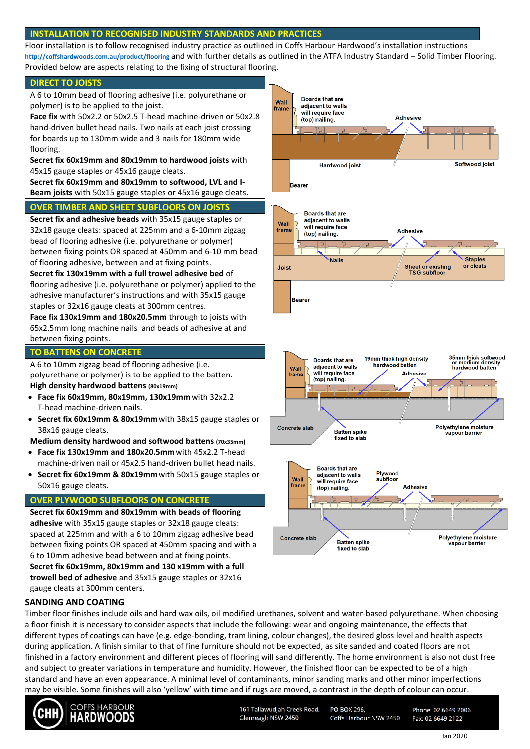## INSTALLATION TO RECOGNISED INDUSTRY STANDARDS AND PRACTICES

Floor installation is to follow recognised industry practice as outlined in Coffs Harbour Hardwood's installation instructions http://coffshardwoods.com.au/product/flooring and with further details as outlined in the ATFA Industry Standard – Solid Timber Flooring. Provided below are aspects relating to the fixing of structural flooring.

### DIRECT TO JOISTS

A 6 to 10mm bead of flooring adhesive (i.e. polyurethane or polymer) is to be applied to the joist.
**Face fix** with 50x2.2 or 50x2.8 T-head machine-driven or 50x2.8 hand-driven bullet head nails. Two nails at each joist crossing for boards up to 130mm wide and 3 nails for 180mm wide flooring.
**Secret fix 60x19mm and 80x19mm to hardwood joists** with 45x15 gauge staples or 45x16 gauge cleats.
**Secret fix 60x19mm and 80x19mm to softwood, LVL and I-Beam joists** with 50x15 gauge staples or 45x16 gauge cleats.

Wall frame
Boards that are adjacent to walls will require face (top) nailing.
Adhesive
Hardwood joist
Softwood joist
Bearer

### OVER TIMBER AND SHEET SUBFLOORS ON JOISTS

**Secret fix and adhesive beads** with 35x15 gauge staples or 32x18 gauge cleats: spaced at 225mm and a 6-10mm zigzag bead of flooring adhesive (i.e. polyurethane or polymer) between fixing points OR spaced at 450mm and 6-10 mm bead of flooring adhesive, between and at fixing points.
**Secret fix 130x19mm with a full trowel adhesive bed** of flooring adhesive (i.e. polyurethane or polymer) applied to the adhesive manufacturer's instructions and with 35x15 gauge staples or 32x16 gauge cleats at 300mm centres.
**Face fix 130x19mm and 180x20.5mm** through to joists with 65x2.5mm long machine nails and beads of adhesive at and between fixing points.

Wall frame
Boards that are adjacent to walls will require face (top) nailing.
Adhesive
Nails
Joist
Sheet or existing T&G subfloor
Staples or cleats
Bearer

### TO BATTENS ON CONCRETE

A 6 to 10mm zigzag bead of flooring adhesive (i.e. polyurethane or polymer) is to be applied to the batten.
**High density hardwood battens** (80x19mm)

- **Face fix 60x19mm, 80x19mm, 130x19mm** with 32x2.2 T-head machine-driven nails.
- **Secret fix 60x19mm & 80x19mm** with 38x15 gauge staples or 38x16 gauge cleats.

**Medium density hardwood and softwood battens** (70x35mm)

- **Face fix 130x19mm and 180x20.5mm** with 45x2.2 T-head machine-driven nail or 45x2.5 hand-driven bullet head nails.
- **Secret fix 60x19mm & 80x19mm** with 50x15 gauge staples or 50x16 gauge cleats.

Wall frame
Boards that are adjacent to walls will require face (top) nailing.
19mm thick high density hardwood batten
Adhesive
35mm thick softwood or medium density hardwood batten
Concrete slab
Batten spike fixed to slab
Polyethylene moisture vapour barrier

### OVER PLYWOOD SUBFLOORS ON CONCRETE

**Secret fix 60x19mm and 80x19mm with beads of flooring adhesive** with 35x15 gauge staples or 32x18 gauge cleats: spaced at 225mm and with a 6 to 10mm zigzag adhesive bead between fixing points OR spaced at 450mm spacing and with a 6 to 10mm adhesive bead between and at fixing points.
**Secret fix 60x19mm, 80x19mm and 130 x19mm with a full trowell bed of adhesive** and 35x15 gauge staples or 32x16 gauge cleats at 300mm centers.

Wall frame
Boards that are adjacent to walls will require face (top) nailing.
Plywood subfloor
Adhesive
Concrete slab
Batten spike fixed to slab
Polyethylene moisture vapour barrier

## SANDING AND COATING

Timber floor finishes include oils and hard wax oils, oil modified urethanes, solvent and water-based polyurethane. When choosing a floor finish it is necessary to consider aspects that include the following: wear and ongoing maintenance, the effects that different types of coatings can have (e.g. edge-bonding, tram lining, colour changes), the desired gloss level and health aspects during application. A finish similar to that of fine furniture should not be expected, as site sanded and coated floors are not finished in a factory environment and different pieces of flooring will sand differently. The home environment is also not dust free and subject to greater variations in temperature and humidity. However, the finished floor can be expected to be of a high standard and have an even appearance. A minimal level of contaminants, minor sanding marks and other minor imperfections may be visible. Some finishes will also 'yellow' with time and if rugs are moved, a contrast in the depth of colour can occur.

CHH COFFS HARBOUR HARDWOODS
161 Tallawudjah Creek Road, Glenreagh NSW 2450
PO BOX 296, Coffs Harbour NSW 2450
Phone: 02 6649 2006
Fax: 02 6649 2122

Jan 2020